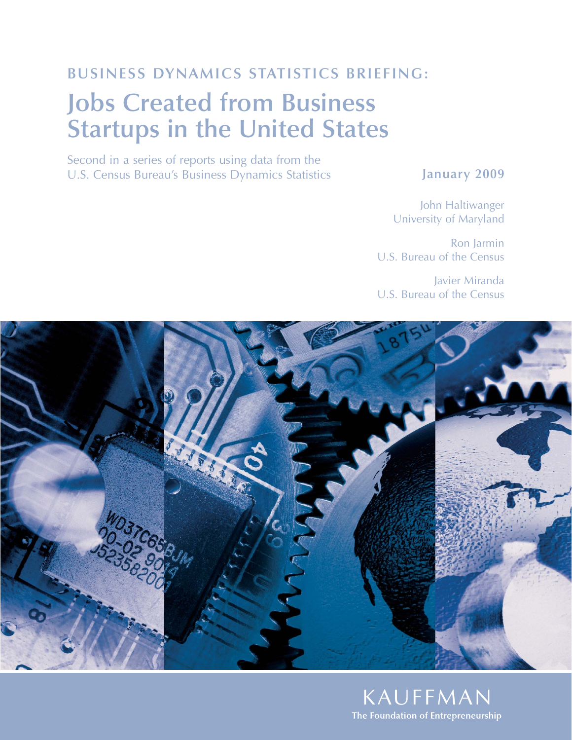BUSINESS DYNAMICS STATISTICS BRIEFING:

# Jobs Created from Business Startups in the United States

Second in a series of reports using data from the U.S. Census Bureau's Business Dynamics Statistics

**January 2009**

John Haltiwanger
University of Maryland

Ron Jarmin
U.S. Bureau of the Census

Javier Miranda
U.S. Bureau of the Census

KAUFFMAN
**The Foundation of Entrepreneurship**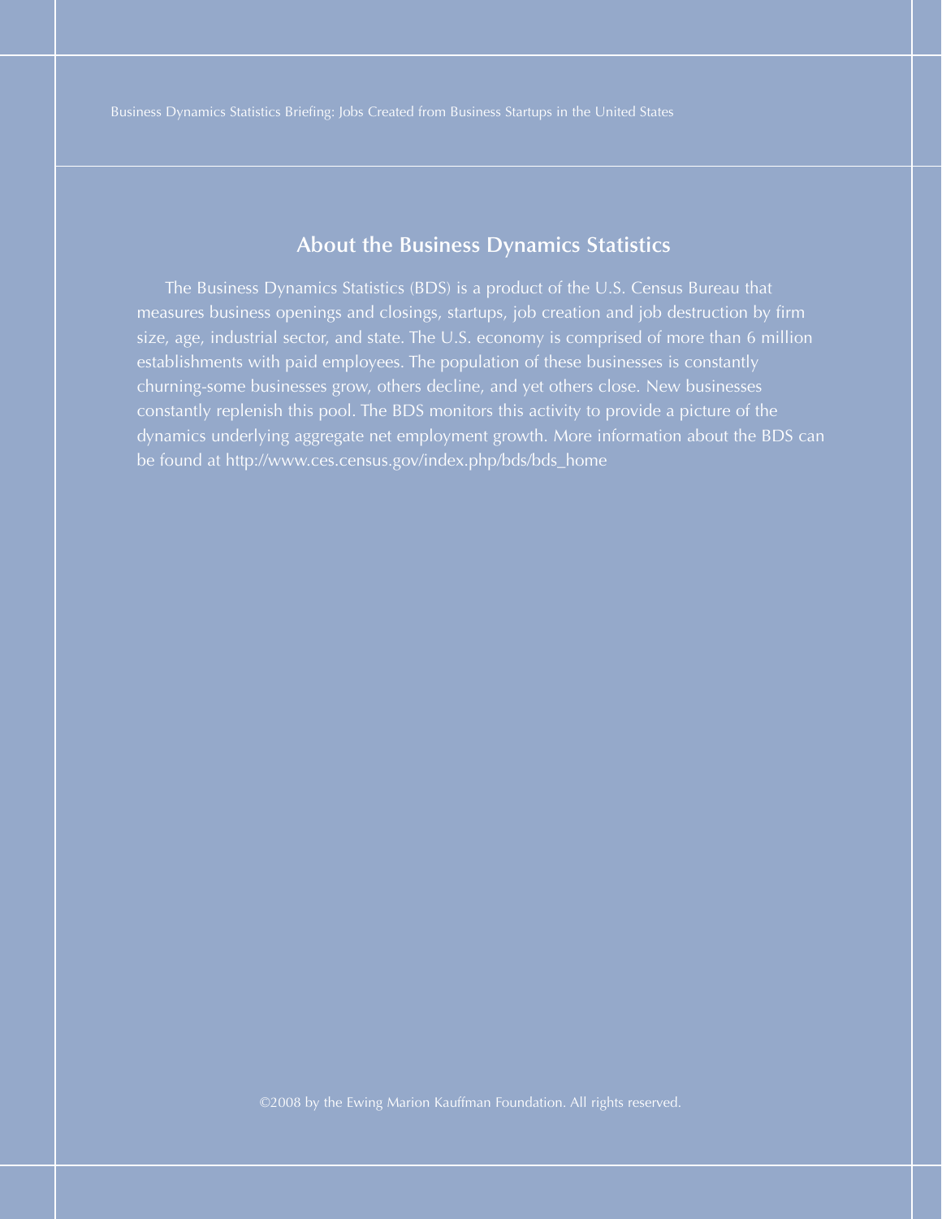## About the Business Dynamics Statistics

The Business Dynamics Statistics (BDS) is a product of the U.S. Census Bureau that measures business openings and closings, startups, job creation and job destruction by firm size, age, industrial sector, and state. The U.S. economy is comprised of more than 6 million establishments with paid employees. The population of these businesses is constantly churning-some businesses grow, others decline, and yet others close. New businesses constantly replenish this pool. The BDS monitors this activity to provide a picture of the dynamics underlying aggregate net employment growth. More information about the BDS can be found at http://www.ces.census.gov/index.php/bds/bds_home

©2008 by the Ewing Marion Kauffman Foundation. All rights reserved.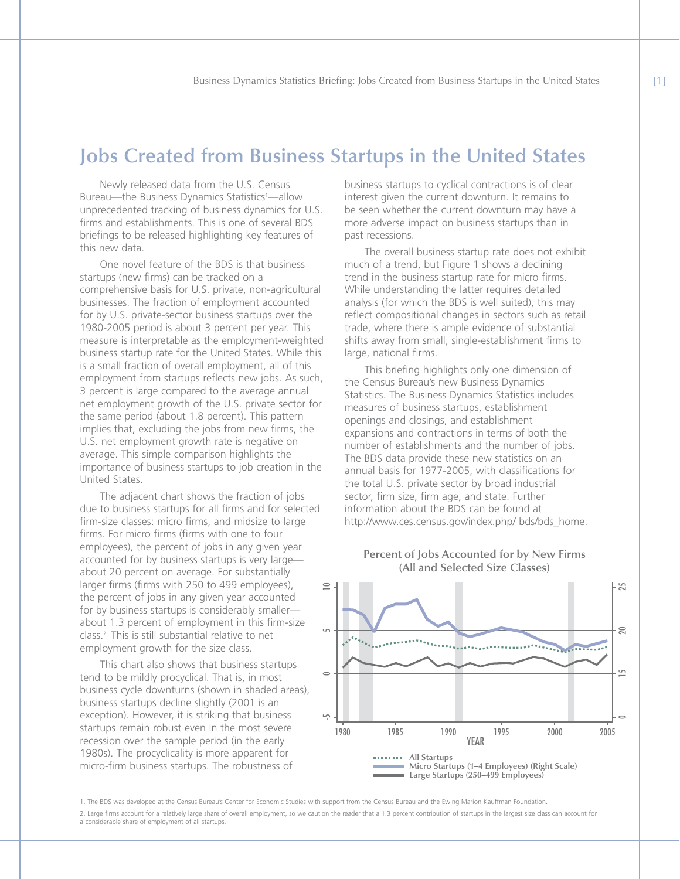# Jobs Created from Business Startups in the United States

Newly released data from the U.S. Census Bureau—the Business Dynamics Statistics[1]—allow unprecedented tracking of business dynamics for U.S. firms and establishments. This is one of several BDS briefings to be released highlighting key features of this new data.

One novel feature of the BDS is that business startups (new firms) can be tracked on a comprehensive basis for U.S. private, non-agricultural businesses. The fraction of employment accounted for by U.S. private-sector business startups over the 1980-2005 period is about 3 percent per year. This measure is interpretable as the employment-weighted business startup rate for the United States. While this is a small fraction of overall employment, all of this employment from startups reflects new jobs. As such, 3 percent is large compared to the average annual net employment growth of the U.S. private sector for the same period (about 1.8 percent). This pattern implies that, excluding the jobs from new firms, the U.S. net employment growth rate is negative on average. This simple comparison highlights the importance of business startups to job creation in the United States.

The adjacent chart shows the fraction of jobs due to business startups for all firms and for selected firm-size classes: micro firms, and midsize to large firms. For micro firms (firms with one to four employees), the percent of jobs in any given year accounted for by business startups is very large—about 20 percent on average. For substantially larger firms (firms with 250 to 499 employees), the percent of jobs in any given year accounted for by business startups is considerably smaller—about 1.3 percent of employment in this firm-size class.[2] This is still substantial relative to net employment growth for the size class.

This chart also shows that business startups tend to be mildly procyclical. That is, in most business cycle downturns (shown in shaded areas), business startups decline slightly (2001 is an exception). However, it is striking that business startups remain robust even in the most severe recession over the sample period (in the early 1980s). The procyclicality is more apparent for micro-firm business startups. The robustness of business startups to cyclical contractions is of clear interest given the current downturn. It remains to be seen whether the current downturn may have a more adverse impact on business startups than in past recessions.

The overall business startup rate does not exhibit much of a trend, but Figure 1 shows a declining trend in the business startup rate for micro firms. While understanding the latter requires detailed analysis (for which the BDS is well suited), this may reflect compositional changes in sectors such as retail trade, where there is ample evidence of substantial shifts away from small, single-establishment firms to large, national firms.

This briefing highlights only one dimension of the Census Bureau's new Business Dynamics Statistics. The Business Dynamics Statistics includes measures of business startups, establishment openings and closings, and establishment expansions and contractions in terms of both the number of establishments and the number of jobs. The BDS data provide these new statistics on an annual basis for 1977-2005, with classifications for the total U.S. private sector by broad industrial sector, firm size, firm age, and state. Further information about the BDS can be found at http://www.ces.census.gov/index.php/ bds/bds_home.

**Percent of Jobs Accounted for by New Firms (All and Selected Size Classes)**

Legend: All Startups; Micro Startups (1–4 Employees) (Right Scale); Large Startups (250–499 Employees)

1. The BDS was developed at the Census Bureau's Center for Economic Studies with support from the Census Bureau and the Ewing Marion Kauffman Foundation.

2. Large firms account for a relatively large share of overall employment, so we caution the reader that a 1.3 percent contribution of startups in the largest size class can account for a considerable share of employment of all startups.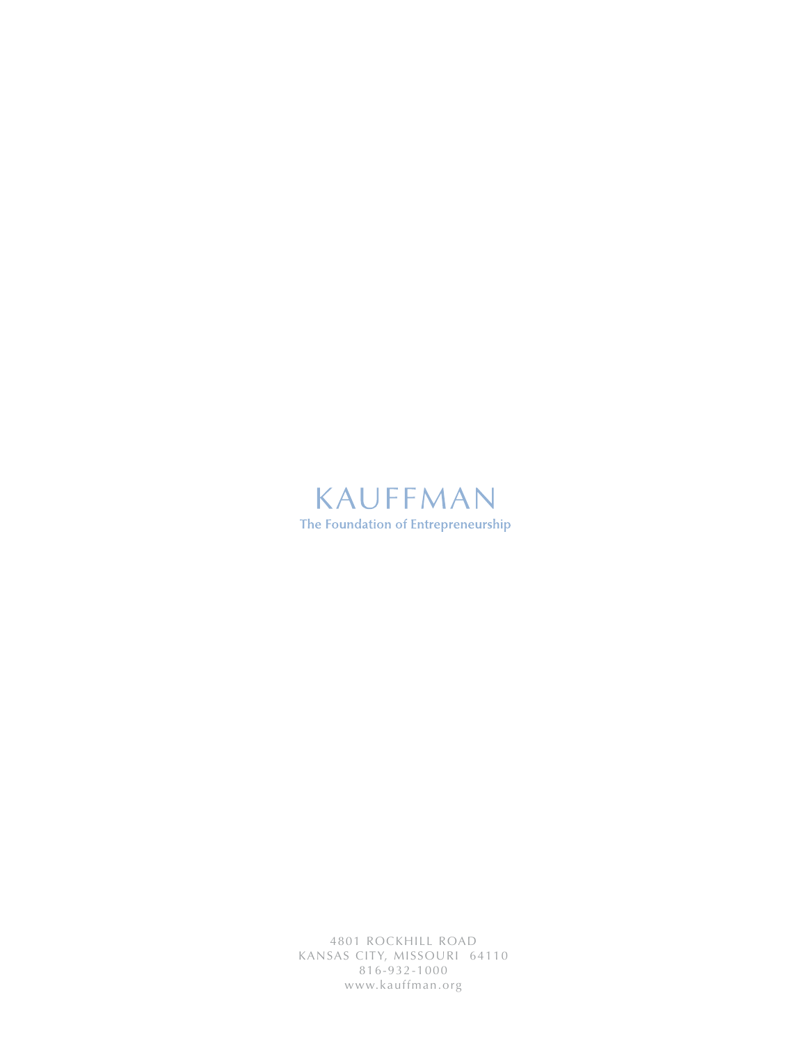KAUFFMAN

The Foundation of Entrepreneurship

4801 ROCKHILL ROAD
KANSAS CITY, MISSOURI 64110
816-932-1000
www.kauffman.org